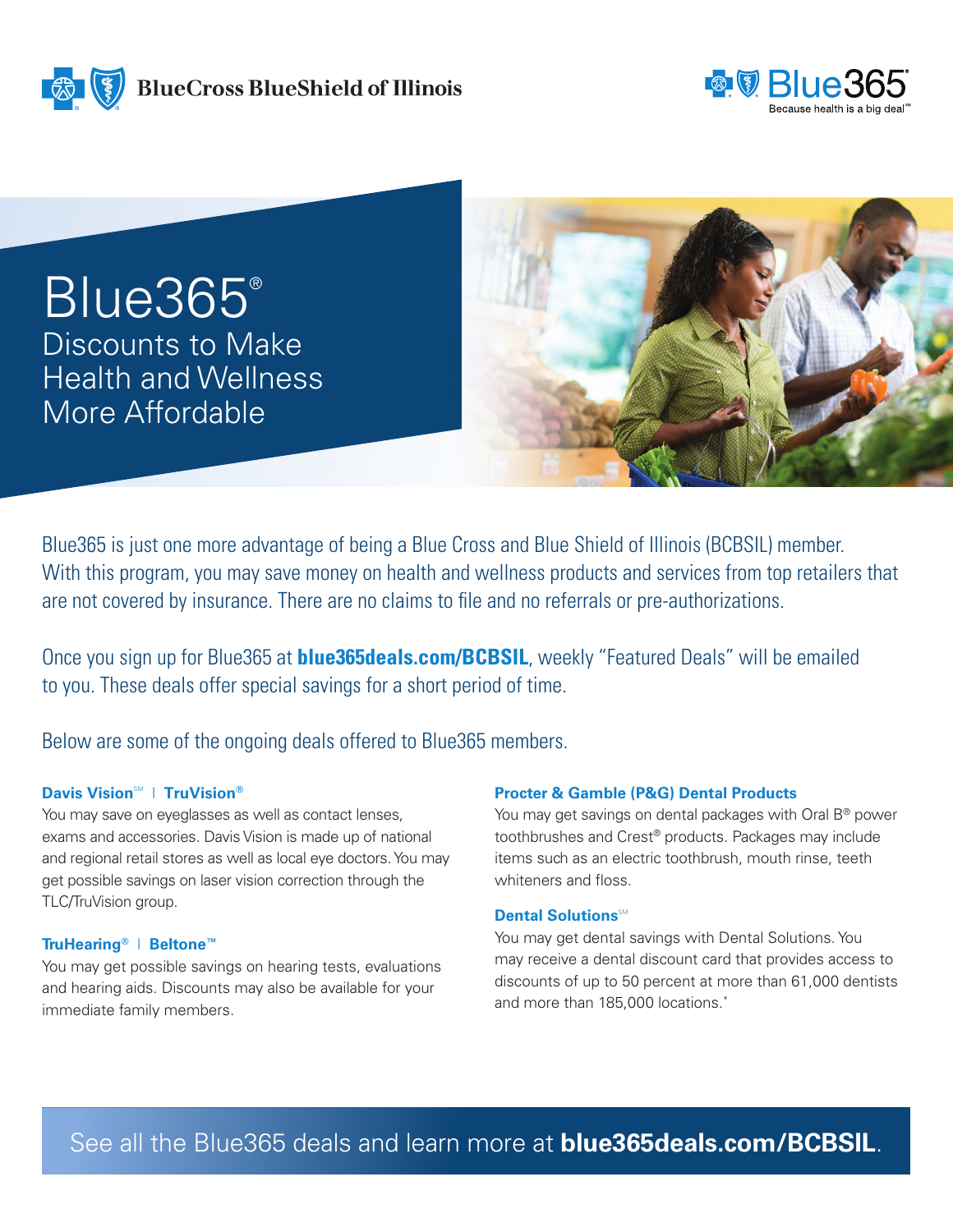BlueCross BlueShield of Illinois

Blue365® Because health is a big deal™

# Blue365®

## Discounts to Make Health and Wellness More Affordable

Blue365 is just one more advantage of being a Blue Cross and Blue Shield of Illinois (BCBSIL) member. With this program, you may save money on health and wellness products and services from top retailers that are not covered by insurance. There are no claims to file and no referrals or pre-authorizations.

Once you sign up for Blue365 at **blue365deals.com/BCBSIL**, weekly "Featured Deals" will be emailed to you. These deals offer special savings for a short period of time.

Below are some of the ongoing deals offered to Blue365 members.

### Davis Vision℠ | TruVision®

You may save on eyeglasses as well as contact lenses, exams and accessories. Davis Vision is made up of national and regional retail stores as well as local eye doctors. You may get possible savings on laser vision correction through the TLC/TruVision group.

### TruHearing® | Beltone™

You may get possible savings on hearing tests, evaluations and hearing aids. Discounts may also be available for your immediate family members.

### Procter & Gamble (P&G) Dental Products

You may get savings on dental packages with Oral B® power toothbrushes and Crest® products. Packages may include items such as an electric toothbrush, mouth rinse, teeth whiteners and floss.

### Dental Solutions℠

You may get dental savings with Dental Solutions. You may receive a dental discount card that provides access to discounts of up to 50 percent at more than 61,000 dentists and more than 185,000 locations.*

See all the Blue365 deals and learn more at **blue365deals.com/BCBSIL**.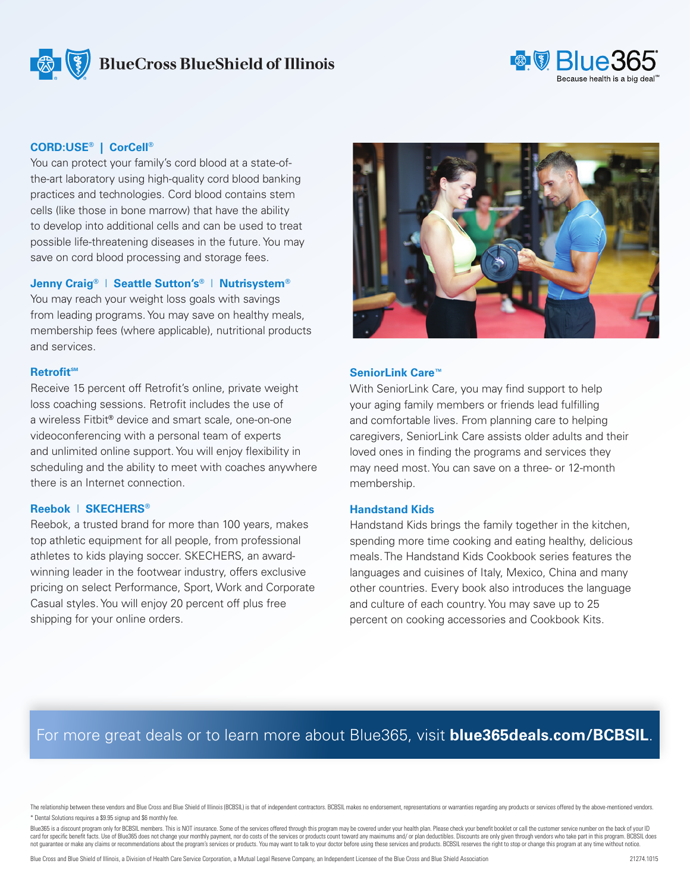BlueCross BlueShield of Illinois

Blue365® Because health is a big deal℠

### CORD:USE® | CorCell®

You can protect your family's cord blood at a state-of-the-art laboratory using high-quality cord blood banking practices and technologies. Cord blood contains stem cells (like those in bone marrow) that have the ability to develop into additional cells and can be used to treat possible life-threatening diseases in the future. You may save on cord blood processing and storage fees.

### Jenny Craig® | Seattle Sutton's® | Nutrisystem®

You may reach your weight loss goals with savings from leading programs. You may save on healthy meals, membership fees (where applicable), nutritional products and services.

### Retrofit℠

Receive 15 percent off Retrofit's online, private weight loss coaching sessions. Retrofit includes the use of a wireless Fitbit® device and smart scale, one-on-one videoconferencing with a personal team of experts and unlimited online support. You will enjoy flexibility in scheduling and the ability to meet with coaches anywhere there is an Internet connection.

### Reebok | SKECHERS®

Reebok, a trusted brand for more than 100 years, makes top athletic equipment for all people, from professional athletes to kids playing soccer. SKECHERS, an award-winning leader in the footwear industry, offers exclusive pricing on select Performance, Sport, Work and Corporate Casual styles. You will enjoy 20 percent off plus free shipping for your online orders.

### SeniorLink Care™

With SeniorLink Care, you may find support to help your aging family members or friends lead fulfilling and comfortable lives. From planning care to helping caregivers, SeniorLink Care assists older adults and their loved ones in finding the programs and services they may need most. You can save on a three- or 12-month membership.

### Handstand Kids

Handstand Kids brings the family together in the kitchen, spending more time cooking and eating healthy, delicious meals. The Handstand Kids Cookbook series features the languages and cuisines of Italy, Mexico, China and many other countries. Every book also introduces the language and culture of each country. You may save up to 25 percent on cooking accessories and Cookbook Kits.

For more great deals or to learn more about Blue365, visit **blue365deals.com/BCBSIL**.

The relationship between these vendors and Blue Cross and Blue Shield of Illinois (BCBSIL) is that of independent contractors. BCBSIL makes no endorsement, representations or warranties regarding any products or services offered by the above-mentioned vendors.

* Dental Solutions requires a $9.95 signup and $6 monthly fee.

Blue365 is a discount program only for BCBSIL members. This is NOT insurance. Some of the services offered through this program may be covered under your health plan. Please check your benefit booklet or call the customer service number on the back of your ID card for specific benefit facts. Use of Blue365 does not change your monthly payment, nor do costs of the services or products count toward any maximums and/ or plan deductibles. Discounts are only given through vendors who take part in this program. BCBSIL does not guarantee or make any claims or recommendations about the program's services or products. You may want to talk to your doctor before using these services and products. BCBSIL reserves the right to stop or change this program at any time without notice.

Blue Cross and Blue Shield of Illinois, a Division of Health Care Service Corporation, a Mutual Legal Reserve Company, an Independent Licensee of the Blue Cross and Blue Shield Association

21274.1015